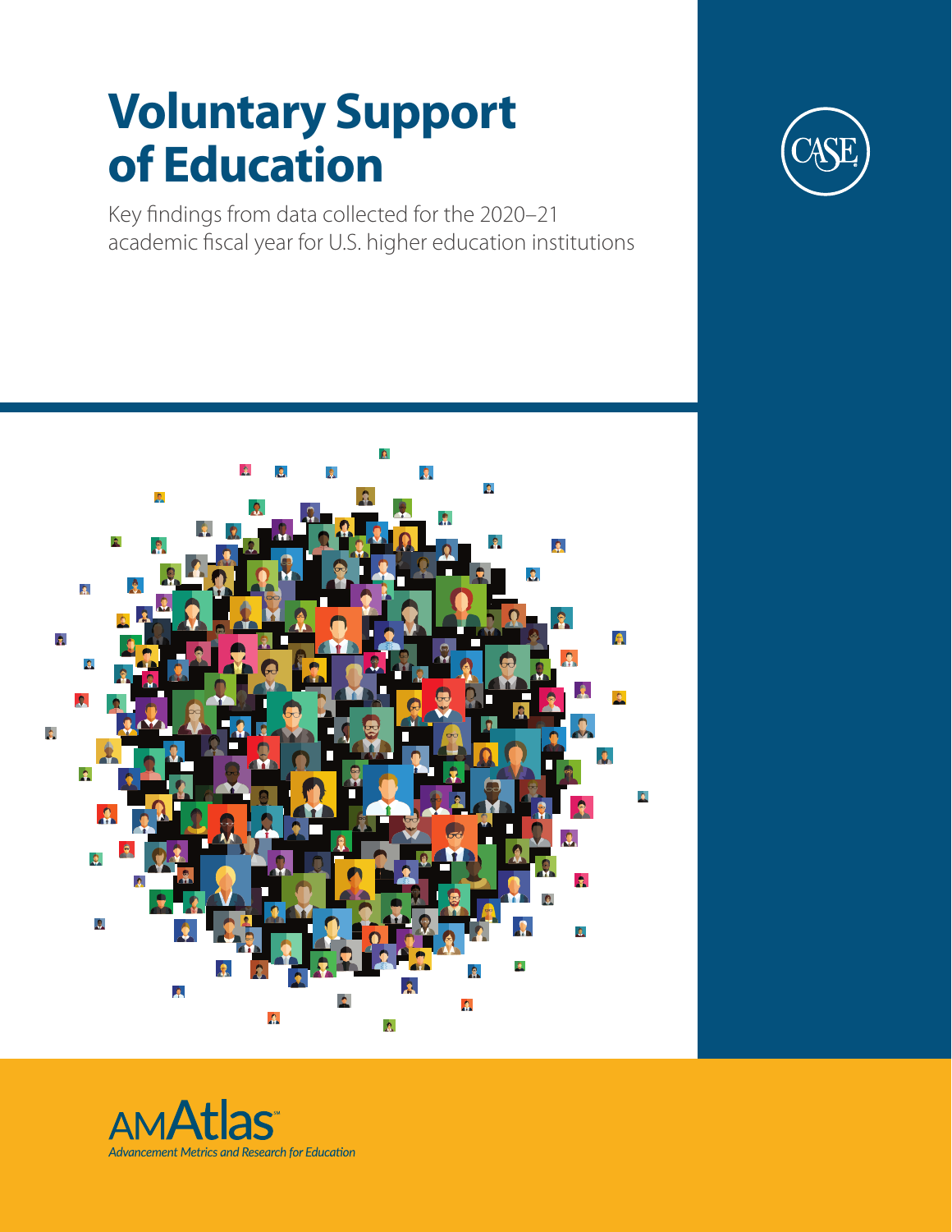# Voluntary Support of Education

Key findings from data collected for the 2020–21 academic fiscal year for U.S. higher education institutions

CASE

AMAtlas

*Advancement Metrics and Research for Education*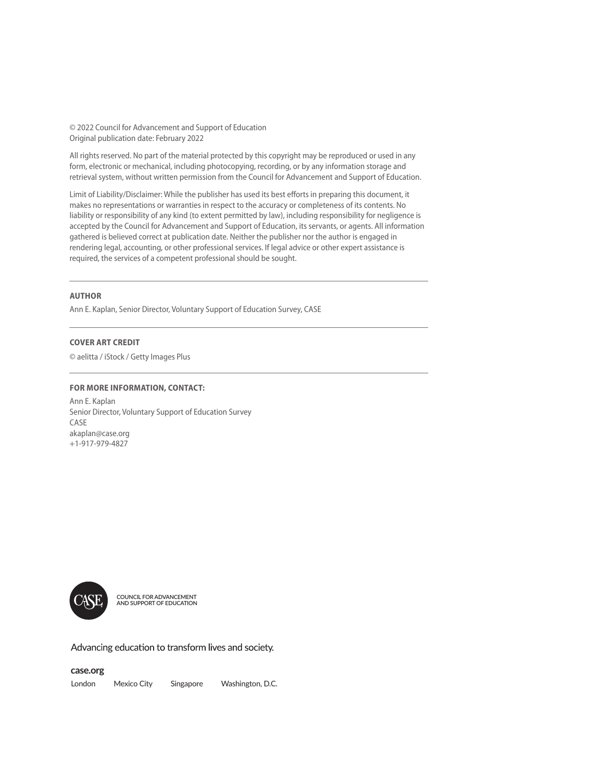© 2022 Council for Advancement and Support of Education
Original publication date: February 2022

All rights reserved. No part of the material protected by this copyright may be reproduced or used in any form, electronic or mechanical, including photocopying, recording, or by any information storage and retrieval system, without written permission from the Council for Advancement and Support of Education.

Limit of Liability/Disclaimer: While the publisher has used its best efforts in preparing this document, it makes no representations or warranties in respect to the accuracy or completeness of its contents. No liability or responsibility of any kind (to extent permitted by law), including responsibility for negligence is accepted by the Council for Advancement and Support of Education, its servants, or agents. All information gathered is believed correct at publication date. Neither the publisher nor the author is engaged in rendering legal, accounting, or other professional services. If legal advice or other expert assistance is required, the services of a competent professional should be sought.

---

**AUTHOR**

Ann E. Kaplan, Senior Director, Voluntary Support of Education Survey, CASE

---

**COVER ART CREDIT**

© aelitta / iStock / Getty Images Plus

---

**FOR MORE INFORMATION, CONTACT:**

Ann E. Kaplan
Senior Director, Voluntary Support of Education Survey
CASE
akaplan@case.org
+1-917-979-4827

CASE
COUNCIL FOR ADVANCEMENT AND SUPPORT OF EDUCATION

Advancing education to transform lives and society.

**case.org**

London Mexico City Singapore Washington, D.C.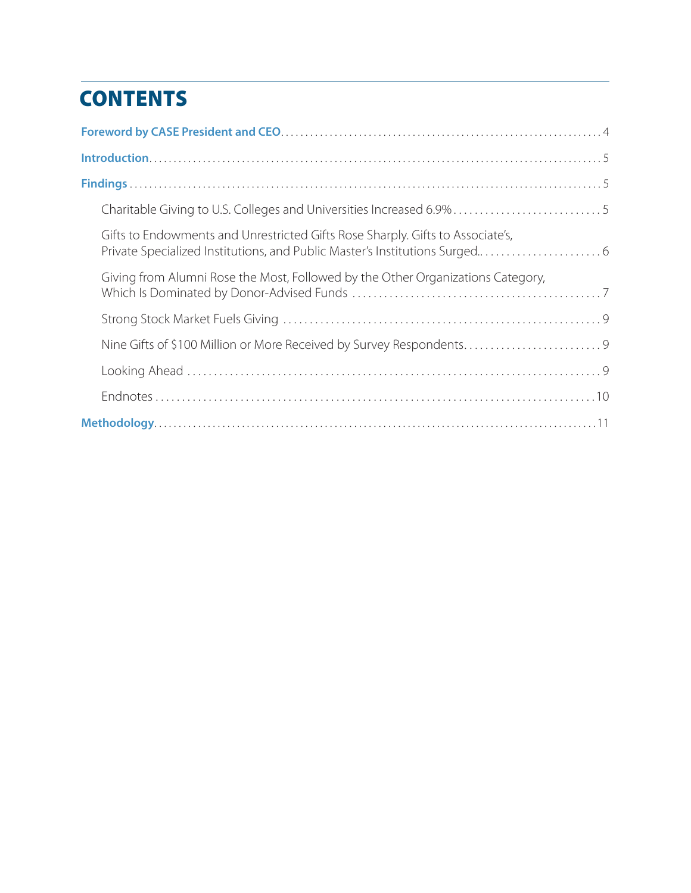# CONTENTS

**Foreword by CASE President and CEO** .... 4

**Introduction** .... 5

**Findings** .... 5

- Charitable Giving to U.S. Colleges and Universities Increased 6.9% .... 5
- Gifts to Endowments and Unrestricted Gifts Rose Sharply. Gifts to Associate's, Private Specialized Institutions, and Public Master's Institutions Surged. .... 6
- Giving from Alumni Rose the Most, Followed by the Other Organizations Category, Which Is Dominated by Donor-Advised Funds .... 7
- Strong Stock Market Fuels Giving .... 9
- Nine Gifts of $100 Million or More Received by Survey Respondents .... 9
- Looking Ahead .... 9
- Endnotes .... 10

**Methodology** .... 11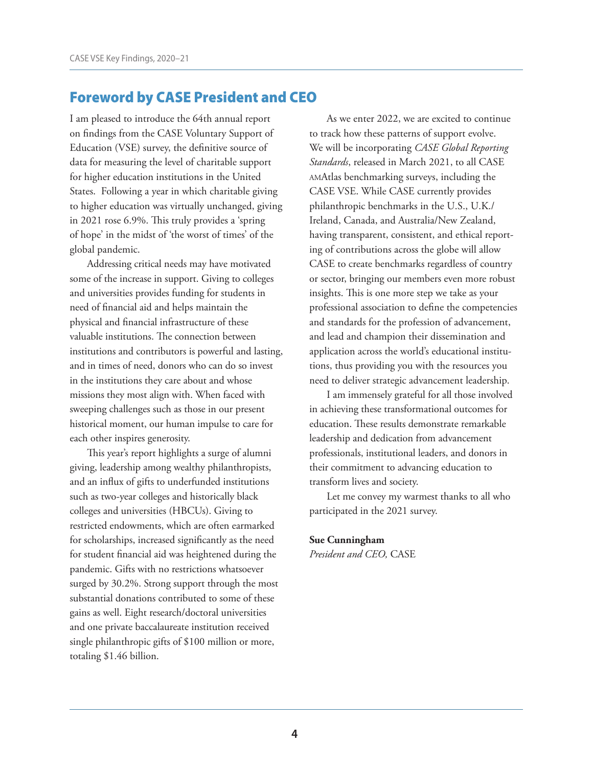## Foreword by CASE President and CEO

I am pleased to introduce the 64th annual report on findings from the CASE Voluntary Support of Education (VSE) survey, the definitive source of data for measuring the level of charitable support for higher education institutions in the United States. Following a year in which charitable giving to higher education was virtually unchanged, giving in 2021 rose 6.9%. This truly provides a 'spring of hope' in the midst of 'the worst of times' of the global pandemic.

Addressing critical needs may have motivated some of the increase in support. Giving to colleges and universities provides funding for students in need of financial aid and helps maintain the physical and financial infrastructure of these valuable institutions. The connection between institutions and contributors is powerful and lasting, and in times of need, donors who can do so invest in the institutions they care about and whose missions they most align with. When faced with sweeping challenges such as those in our present historical moment, our human impulse to care for each other inspires generosity.

This year's report highlights a surge of alumni giving, leadership among wealthy philanthropists, and an influx of gifts to underfunded institutions such as two-year colleges and historically black colleges and universities (HBCUs). Giving to restricted endowments, which are often earmarked for scholarships, increased significantly as the need for student financial aid was heightened during the pandemic. Gifts with no restrictions whatsoever surged by 30.2%. Strong support through the most substantial donations contributed to some of these gains as well. Eight research/doctoral universities and one private baccalaureate institution received single philanthropic gifts of $100 million or more, totaling $1.46 billion.

As we enter 2022, we are excited to continue to track how these patterns of support evolve. We will be incorporating *CASE Global Reporting Standards*, released in March 2021, to all CASE AMAtlas benchmarking surveys, including the CASE VSE. While CASE currently provides philanthropic benchmarks in the U.S., U.K./Ireland, Canada, and Australia/New Zealand, having transparent, consistent, and ethical reporting of contributions across the globe will allow CASE to create benchmarks regardless of country or sector, bringing our members even more robust insights. This is one more step we take as your professional association to define the competencies and standards for the profession of advancement, and lead and champion their dissemination and application across the world's educational institutions, thus providing you with the resources you need to deliver strategic advancement leadership.

I am immensely grateful for all those involved in achieving these transformational outcomes for education. These results demonstrate remarkable leadership and dedication from advancement professionals, institutional leaders, and donors in their commitment to advancing education to transform lives and society.

Let me convey my warmest thanks to all who participated in the 2021 survey.

**Sue Cunningham**
*President and CEO,* CASE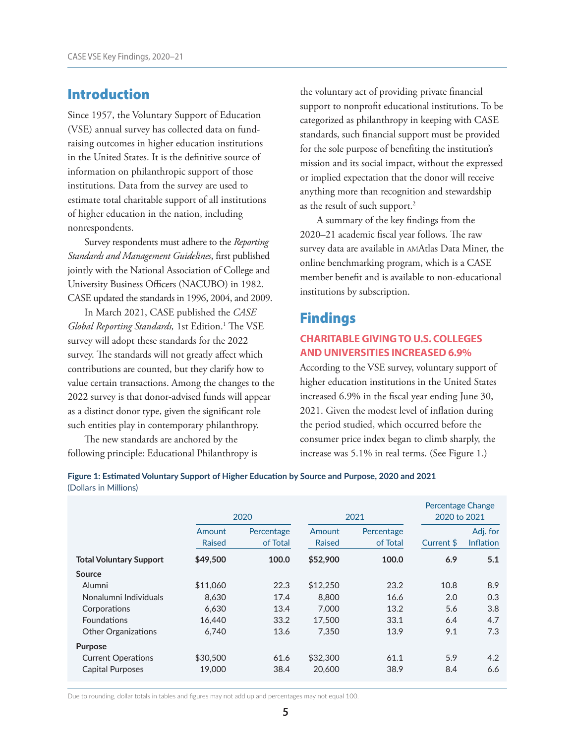## Introduction

Since 1957, the Voluntary Support of Education (VSE) annual survey has collected data on fund-raising outcomes in higher education institutions in the United States. It is the definitive source of information on philanthropic support of those institutions. Data from the survey are used to estimate total charitable support of all institutions of higher education in the nation, including nonrespondents.

Survey respondents must adhere to the *Reporting Standards and Management Guidelines*, first published jointly with the National Association of College and University Business Officers (NACUBO) in 1982. CASE updated the standards in 1996, 2004, and 2009.

In March 2021, CASE published the *CASE Global Reporting Standards,* 1st Edition.[1] The VSE survey will adopt these standards for the 2022 survey. The standards will not greatly affect which contributions are counted, but they clarify how to value certain transactions. Among the changes to the 2022 survey is that donor-advised funds will appear as a distinct donor type, given the significant role such entities play in contemporary philanthropy.

The new standards are anchored by the following principle: Educational Philanthropy is the voluntary act of providing private financial support to nonprofit educational institutions. To be categorized as philanthropy in keeping with CASE standards, such financial support must be provided for the sole purpose of benefiting the institution's mission and its social impact, without the expressed or implied expectation that the donor will receive anything more than recognition and stewardship as the result of such support.[2]

A summary of the key findings from the 2020–21 academic fiscal year follows. The raw survey data are available in AMAtlas Data Miner, the online benchmarking program, which is a CASE member benefit and is available to non-educational institutions by subscription.

## Findings

### CHARITABLE GIVING TO U.S. COLLEGES AND UNIVERSITIES INCREASED 6.9%

According to the VSE survey, voluntary support of higher education institutions in the United States increased 6.9% in the fiscal year ending June 30, 2021. Given the modest level of inflation during the period studied, which occurred before the consumer price index began to climb sharply, the increase was 5.1% in real terms. (See Figure 1.)

**Figure 1: Estimated Voluntary Support of Higher Education by Source and Purpose, 2020 and 2021**
(Dollars in Millions)

| | 2020 | | 2021 | | Percentage Change 2020 to 2021 | |
|---|---|---|---|---|---|---|
| | Amount Raised | Percentage of Total | Amount Raised | Percentage of Total | Current $ | Adj. for Inflation |
| **Total Voluntary Support** | **$49,500** | **100.0** | **$52,900** | **100.0** | **6.9** | **5.1** |
| **Source** | | | | | | |
| Alumni | $11,060 | 22.3 | $12,250 | 23.2 | 10.8 | 8.9 |
| Nonalumni Individuals | 8,630 | 17.4 | 8,800 | 16.6 | 2.0 | 0.3 |
| Corporations | 6,630 | 13.4 | 7,000 | 13.2 | 5.6 | 3.8 |
| Foundations | 16,440 | 33.2 | 17,500 | 33.1 | 6.4 | 4.7 |
| Other Organizations | 6,740 | 13.6 | 7,350 | 13.9 | 9.1 | 7.3 |
| **Purpose** | | | | | | |
| Current Operations | $30,500 | 61.6 | $32,300 | 61.1 | 5.9 | 4.2 |
| Capital Purposes | 19,000 | 38.4 | 20,600 | 38.9 | 8.4 | 6.6 |

Due to rounding, dollar totals in tables and figures may not add up and percentages may not equal 100.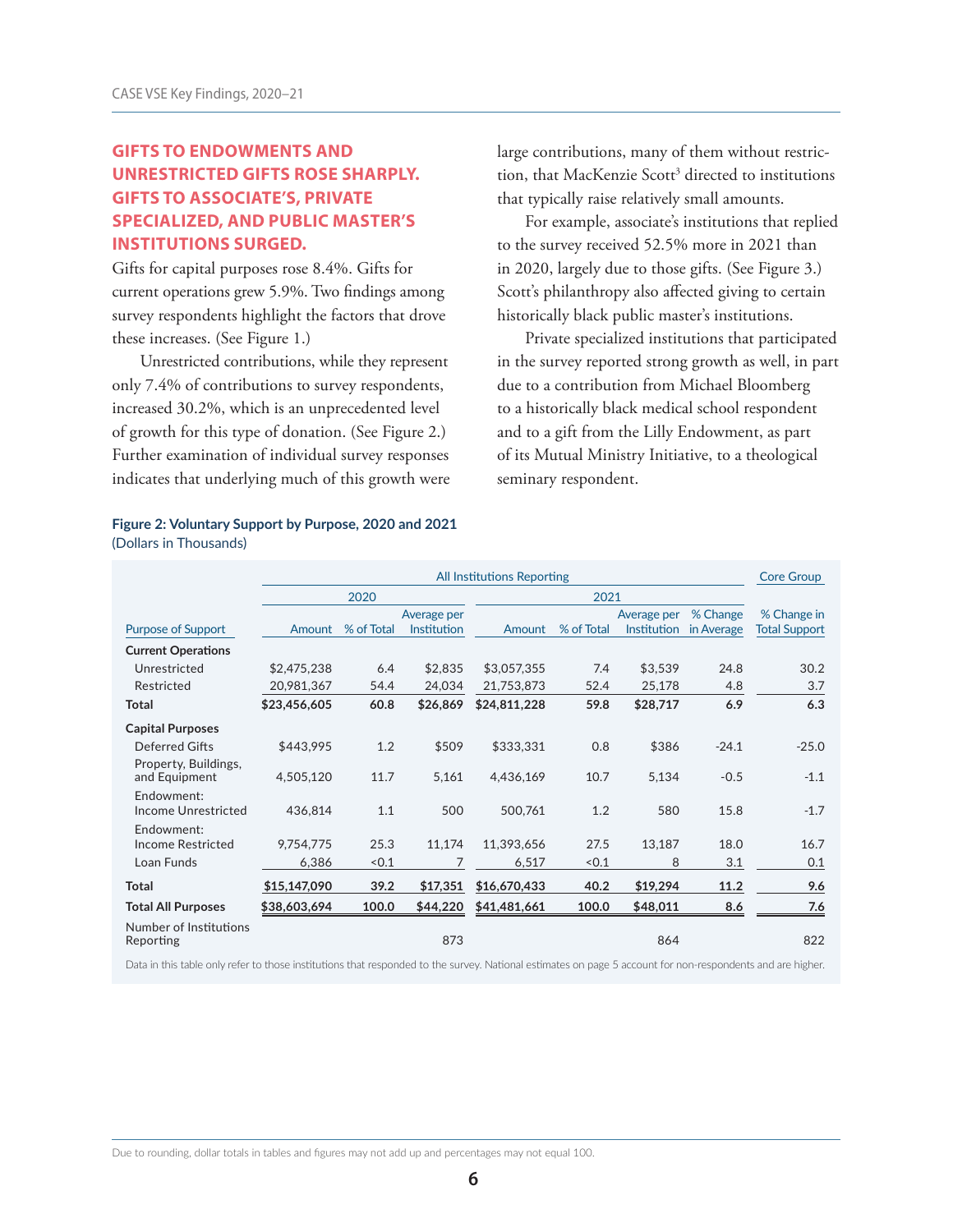## GIFTS TO ENDOWMENTS AND UNRESTRICTED GIFTS ROSE SHARPLY. GIFTS TO ASSOCIATE'S, PRIVATE SPECIALIZED, AND PUBLIC MASTER'S INSTITUTIONS SURGED.

Gifts for capital purposes rose 8.4%. Gifts for current operations grew 5.9%. Two findings among survey respondents highlight the factors that drove these increases. (See Figure 1.)

Unrestricted contributions, while they represent only 7.4% of contributions to survey respondents, increased 30.2%, which is an unprecedented level of growth for this type of donation. (See Figure 2.) Further examination of individual survey responses indicates that underlying much of this growth were large contributions, many of them without restriction, that MacKenzie Scott[3] directed to institutions that typically raise relatively small amounts.

For example, associate's institutions that replied to the survey received 52.5% more in 2021 than in 2020, largely due to those gifts. (See Figure 3.) Scott's philanthropy also affected giving to certain historically black public master's institutions.

Private specialized institutions that participated in the survey reported strong growth as well, in part due to a contribution from Michael Bloomberg to a historically black medical school respondent and to a gift from the Lilly Endowment, as part of its Mutual Ministry Initiative, to a theological seminary respondent.

**Figure 2: Voluntary Support by Purpose, 2020 and 2021**
(Dollars in Thousands)

| | All Institutions Reporting | | | | | | | Core Group |
|---|---|---|---|---|---|---|---|---|
| | 2020 | | | 2021 | | | | |
| Purpose of Support | Amount | % of Total | Average per Institution | Amount | % of Total | Average per Institution | % Change in Average | % Change in Total Support |
| **Current Operations** | | | | | | | | |
| Unrestricted | $2,475,238 | 6.4 | $2,835 | $3,057,355 | 7.4 | $3,539 | 24.8 | 30.2 |
| Restricted | 20,981,367 | 54.4 | 24,034 | 21,753,873 | 52.4 | 25,178 | 4.8 | 3.7 |
| **Total** | **$23,456,605** | **60.8** | **$26,869** | **$24,811,228** | **59.8** | **$28,717** | **6.9** | **6.3** |
| **Capital Purposes** | | | | | | | | |
| Deferred Gifts | $443,995 | 1.2 | $509 | $333,331 | 0.8 | $386 | -24.1 | -25.0 |
| Property, Buildings, and Equipment | 4,505,120 | 11.7 | 5,161 | 4,436,169 | 10.7 | 5,134 | -0.5 | -1.1 |
| Endowment: Income Unrestricted | 436,814 | 1.1 | 500 | 500,761 | 1.2 | 580 | 15.8 | -1.7 |
| Endowment: Income Restricted | 9,754,775 | 25.3 | 11,174 | 11,393,656 | 27.5 | 13,187 | 18.0 | 16.7 |
| Loan Funds | 6,386 | <0.1 | 7 | 6,517 | <0.1 | 8 | 3.1 | 0.1 |
| **Total** | **$15,147,090** | **39.2** | **$17,351** | **$16,670,433** | **40.2** | **$19,294** | **11.2** | **9.6** |
| **Total All Purposes** | **$38,603,694** | **100.0** | **$44,220** | **$41,481,661** | **100.0** | **$48,011** | **8.6** | **7.6** |
| Number of Institutions Reporting | | | 873 | | | 864 | | 822 |

Data in this table only refer to those institutions that responded to the survey. National estimates on page 5 account for non-respondents and are higher.

Due to rounding, dollar totals in tables and figures may not add up and percentages may not equal 100.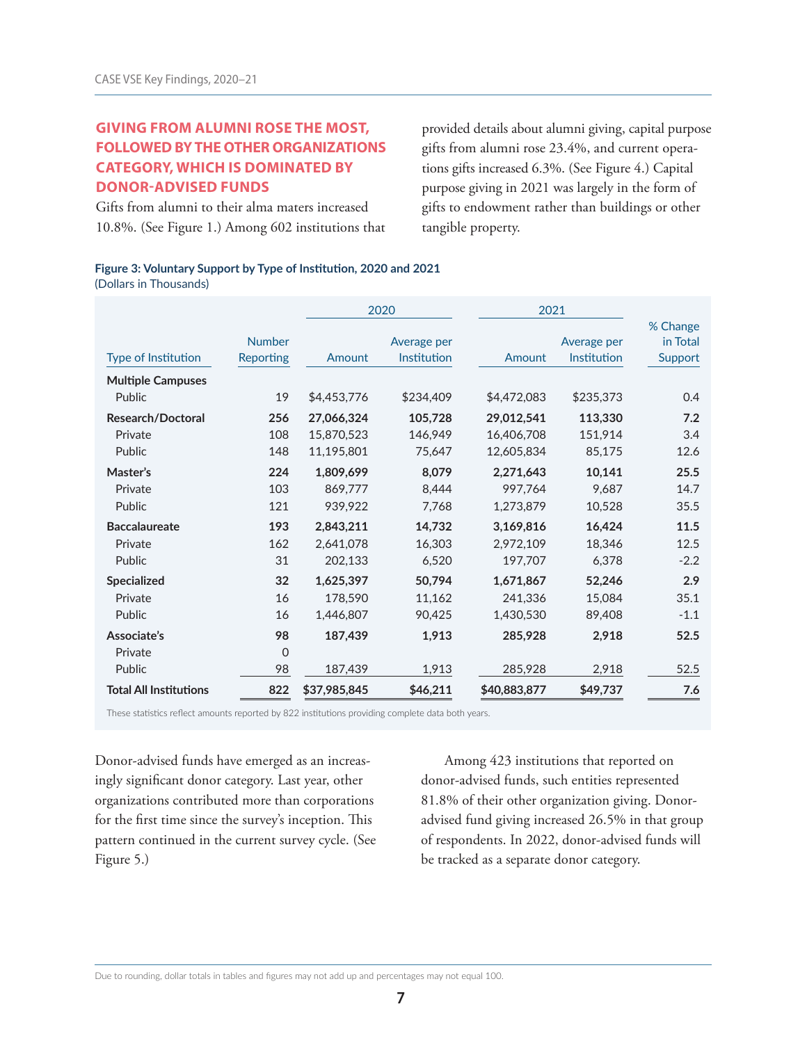## GIVING FROM ALUMNI ROSE THE MOST, FOLLOWED BY THE OTHER ORGANIZATIONS CATEGORY, WHICH IS DOMINATED BY DONOR-ADVISED FUNDS

Gifts from alumni to their alma maters increased 10.8%. (See Figure 1.) Among 602 institutions that provided details about alumni giving, capital purpose gifts from alumni rose 23.4%, and current operations gifts increased 6.3%. (See Figure 4.) Capital purpose giving in 2021 was largely in the form of gifts to endowment rather than buildings or other tangible property.

**Figure 3: Voluntary Support by Type of Institution, 2020 and 2021**
(Dollars in Thousands)

| Type of Institution | Number Reporting | 2020 Amount | 2020 Average per Institution | 2021 Amount | 2021 Average per Institution | % Change in Total Support |
|---|---|---|---|---|---|---|
| **Multiple Campuses** | | | | | | |
| Public | 19 | $4,453,776 | $234,409 | $4,472,083 | $235,373 | 0.4 |
| **Research/Doctoral** | **256** | **27,066,324** | **105,728** | **29,012,541** | **113,330** | **7.2** |
| Private | 108 | 15,870,523 | 146,949 | 16,406,708 | 151,914 | 3.4 |
| Public | 148 | 11,195,801 | 75,647 | 12,605,834 | 85,175 | 12.6 |
| **Master's** | **224** | **1,809,699** | **8,079** | **2,271,643** | **10,141** | **25.5** |
| Private | 103 | 869,777 | 8,444 | 997,764 | 9,687 | 14.7 |
| Public | 121 | 939,922 | 7,768 | 1,273,879 | 10,528 | 35.5 |
| **Baccalaureate** | **193** | **2,843,211** | **14,732** | **3,169,816** | **16,424** | **11.5** |
| Private | 162 | 2,641,078 | 16,303 | 2,972,109 | 18,346 | 12.5 |
| Public | 31 | 202,133 | 6,520 | 197,707 | 6,378 | -2.2 |
| **Specialized** | **32** | **1,625,397** | **50,794** | **1,671,867** | **52,246** | **2.9** |
| Private | 16 | 178,590 | 11,162 | 241,336 | 15,084 | 35.1 |
| Public | 16 | 1,446,807 | 90,425 | 1,430,530 | 89,408 | -1.1 |
| **Associate's** | **98** | **187,439** | **1,913** | **285,928** | **2,918** | **52.5** |
| Private | 0 | | | | | |
| Public | 98 | 187,439 | 1,913 | 285,928 | 2,918 | 52.5 |
| **Total All Institutions** | **822** | **$37,985,845** | **$46,211** | **$40,883,877** | **$49,737** | **7.6** |

These statistics reflect amounts reported by 822 institutions providing complete data both years.

Donor-advised funds have emerged as an increasingly significant donor category. Last year, other organizations contributed more than corporations for the first time since the survey's inception. This pattern continued in the current survey cycle. (See Figure 5.)

Among 423 institutions that reported on donor-advised funds, such entities represented 81.8% of their other organization giving. Donor-advised fund giving increased 26.5% in that group of respondents. In 2022, donor-advised funds will be tracked as a separate donor category.

Due to rounding, dollar totals in tables and figures may not add up and percentages may not equal 100.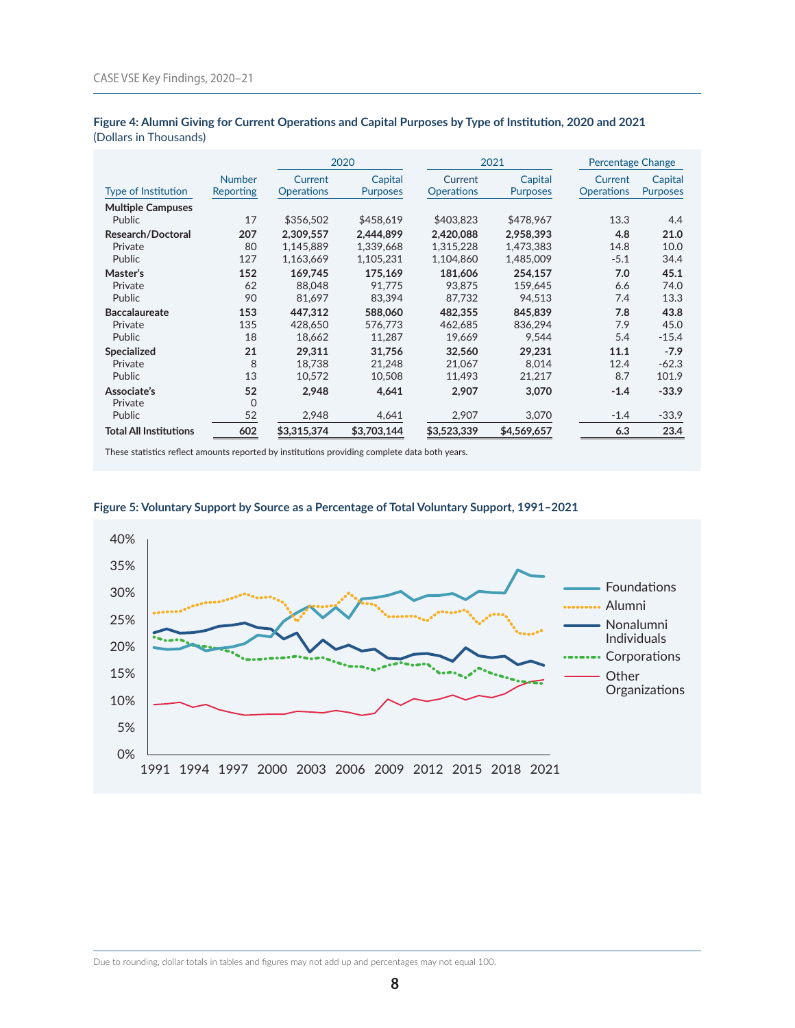**Figure 4: Alumni Giving for Current Operations and Capital Purposes by Type of Institution, 2020 and 2021**
(Dollars in Thousands)

| Type of Institution | Number Reporting | 2020 Current Operations | 2020 Capital Purposes | 2021 Current Operations | 2021 Capital Purposes | Percentage Change Current Operations | Percentage Change Capital Purposes |
|---|---|---|---|---|---|---|---|
| **Multiple Campuses** | | | | | | | |
| Public | 17 | $356,502 | $458,619 | $403,823 | $478,967 | 13.3 | 4.4 |
| **Research/Doctoral** | **207** | **2,309,557** | **2,444,899** | **2,420,088** | **2,958,393** | **4.8** | **21.0** |
| Private | 80 | 1,145,889 | 1,339,668 | 1,315,228 | 1,473,383 | 14.8 | 10.0 |
| Public | 127 | 1,163,669 | 1,105,231 | 1,104,860 | 1,485,009 | -5.1 | 34.4 |
| **Master's** | **152** | **169,745** | **175,169** | **181,606** | **254,157** | **7.0** | **45.1** |
| Private | 62 | 88,048 | 91,775 | 93,875 | 159,645 | 6.6 | 74.0 |
| Public | 90 | 81,697 | 83,394 | 87,732 | 94,513 | 7.4 | 13.3 |
| **Baccalaureate** | **153** | **447,312** | **588,060** | **482,355** | **845,839** | **7.8** | **43.8** |
| Private | 135 | 428,650 | 576,773 | 462,685 | 836,294 | 7.9 | 45.0 |
| Public | 18 | 18,662 | 11,287 | 19,669 | 9,544 | 5.4 | -15.4 |
| **Specialized** | **21** | **29,311** | **31,756** | **32,560** | **29,231** | **11.1** | **-7.9** |
| Private | 8 | 18,738 | 21,248 | 21,067 | 8,014 | 12.4 | -62.3 |
| Public | 13 | 10,572 | 10,508 | 11,493 | 21,217 | 8.7 | 101.9 |
| **Associate's** | **52** | **2,948** | **4,641** | **2,907** | **3,070** | **-1.4** | **-33.9** |
| Private | 0 | | | | | | |
| Public | 52 | 2,948 | 4,641 | 2,907 | 3,070 | -1.4 | -33.9 |
| **Total All Institutions** | **602** | **$3,315,374** | **$3,703,144** | **$3,523,339** | **$4,569,657** | **6.3** | **23.4** |

These statistics reflect amounts reported by institutions providing complete data both years.

**Figure 5: Voluntary Support by Source as a Percentage of Total Voluntary Support, 1991–2021**

Due to rounding, dollar totals in tables and figures may not add up and percentages may not equal 100.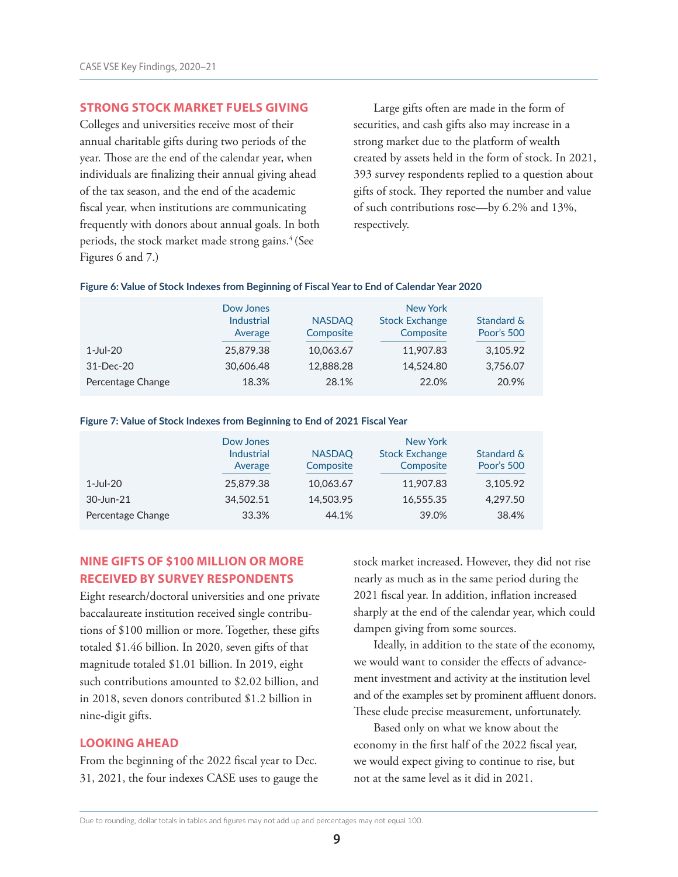## STRONG STOCK MARKET FUELS GIVING

Colleges and universities receive most of their annual charitable gifts during two periods of the year. Those are the end of the calendar year, when individuals are finalizing their annual giving ahead of the tax season, and the end of the academic fiscal year, when institutions are communicating frequently with donors about annual goals. In both periods, the stock market made strong gains.[4] (See Figures 6 and 7.)

Large gifts often are made in the form of securities, and cash gifts also may increase in a strong market due to the platform of wealth created by assets held in the form of stock. In 2021, 393 survey respondents replied to a question about gifts of stock. They reported the number and value of such contributions rose—by 6.2% and 13%, respectively.

**Figure 6: Value of Stock Indexes from Beginning of Fiscal Year to End of Calendar Year 2020**

| | Dow Jones Industrial Average | NASDAQ Composite | New York Stock Exchange Composite | Standard & Poor's 500 |
|---|---|---|---|---|
| 1-Jul-20 | 25,879.38 | 10,063.67 | 11,907.83 | 3,105.92 |
| 31-Dec-20 | 30,606.48 | 12,888.28 | 14,524.80 | 3,756.07 |
| Percentage Change | 18.3% | 28.1% | 22.0% | 20.9% |

**Figure 7: Value of Stock Indexes from Beginning to End of 2021 Fiscal Year**

| | Dow Jones Industrial Average | NASDAQ Composite | New York Stock Exchange Composite | Standard & Poor's 500 |
|---|---|---|---|---|
| 1-Jul-20 | 25,879.38 | 10,063.67 | 11,907.83 | 3,105.92 |
| 30-Jun-21 | 34,502.51 | 14,503.95 | 16,555.35 | 4,297.50 |
| Percentage Change | 33.3% | 44.1% | 39.0% | 38.4% |

## NINE GIFTS OF $100 MILLION OR MORE RECEIVED BY SURVEY RESPONDENTS

Eight research/doctoral universities and one private baccalaureate institution received single contributions of $100 million or more. Together, these gifts totaled $1.46 billion. In 2020, seven gifts of that magnitude totaled $1.01 billion. In 2019, eight such contributions amounted to $2.02 billion, and in 2018, seven donors contributed $1.2 billion in nine-digit gifts.

## LOOKING AHEAD

From the beginning of the 2022 fiscal year to Dec. 31, 2021, the four indexes CASE uses to gauge the stock market increased. However, they did not rise nearly as much as in the same period during the 2021 fiscal year. In addition, inflation increased sharply at the end of the calendar year, which could dampen giving from some sources.

Ideally, in addition to the state of the economy, we would want to consider the effects of advancement investment and activity at the institution level and of the examples set by prominent affluent donors. These elude precise measurement, unfortunately.

Based only on what we know about the economy in the first half of the 2022 fiscal year, we would expect giving to continue to rise, but not at the same level as it did in 2021.

Due to rounding, dollar totals in tables and figures may not add up and percentages may not equal 100.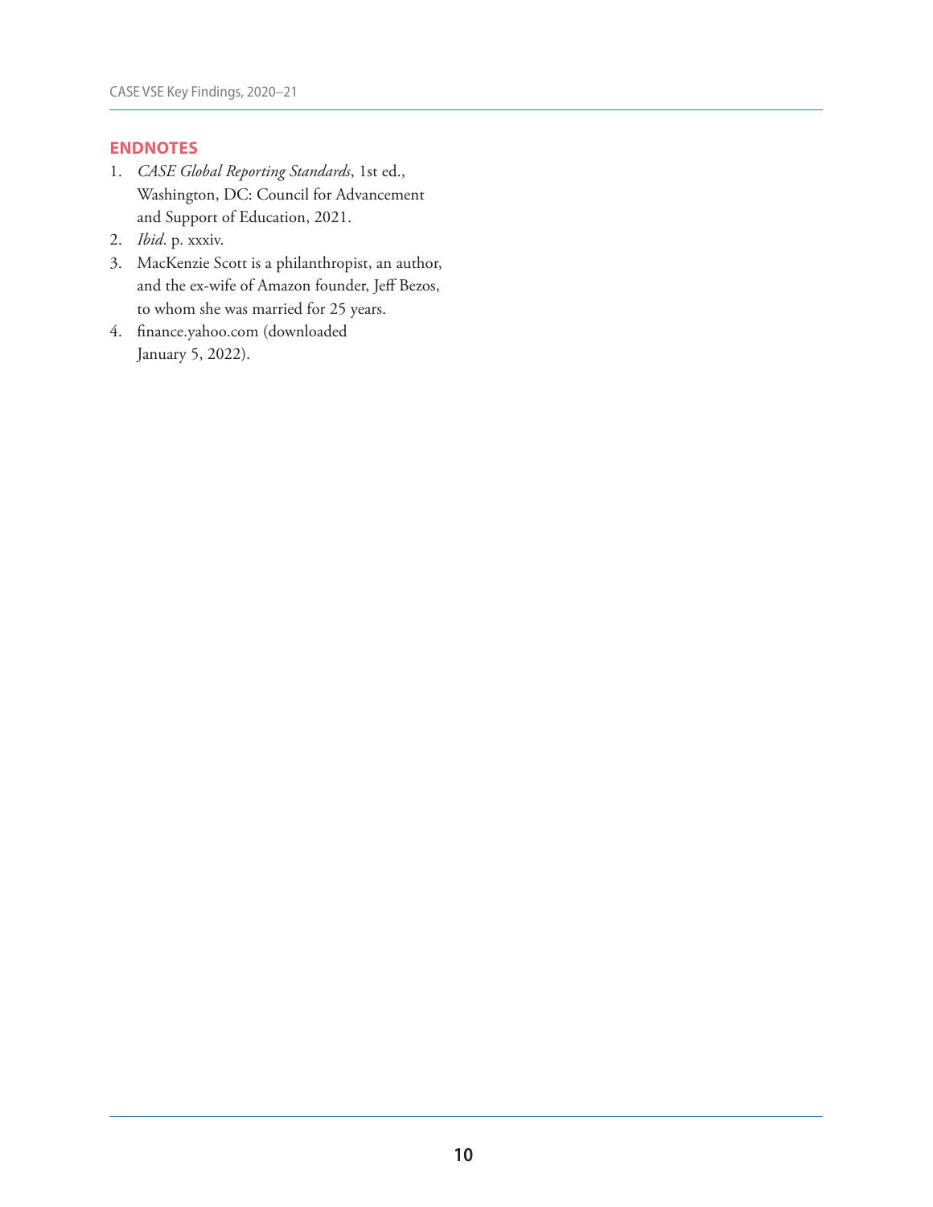## ENDNOTES

1. *CASE Global Reporting Standards*, 1st ed., Washington, DC: Council for Advancement and Support of Education, 2021.
2. *Ibid*. p. xxxiv.
3. MacKenzie Scott is a philanthropist, an author, and the ex-wife of Amazon founder, Jeff Bezos, to whom she was married for 25 years.
4. finance.yahoo.com (downloaded January 5, 2022).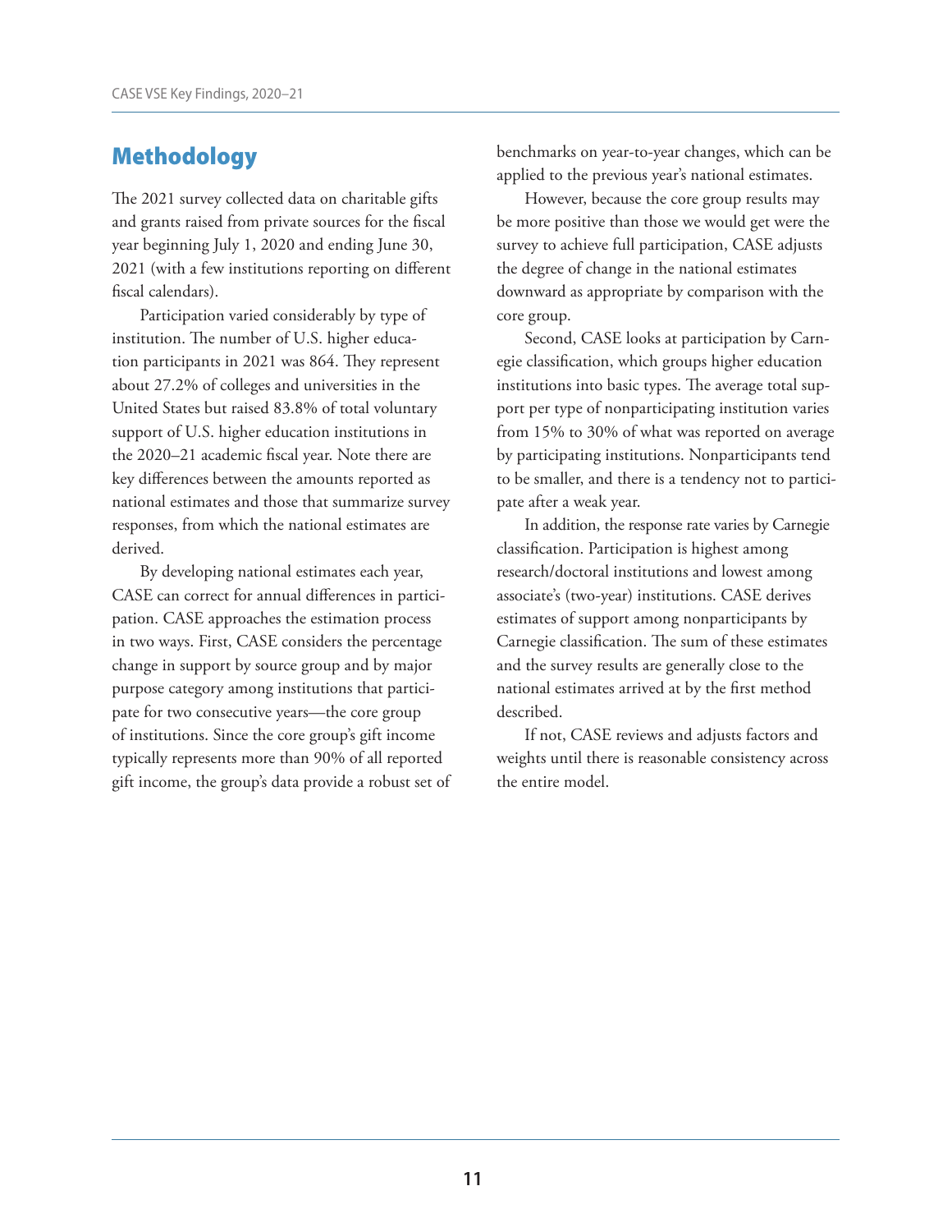## Methodology

The 2021 survey collected data on charitable gifts and grants raised from private sources for the fiscal year beginning July 1, 2020 and ending June 30, 2021 (with a few institutions reporting on different fiscal calendars).

Participation varied considerably by type of institution. The number of U.S. higher education participants in 2021 was 864. They represent about 27.2% of colleges and universities in the United States but raised 83.8% of total voluntary support of U.S. higher education institutions in the 2020–21 academic fiscal year. Note there are key differences between the amounts reported as national estimates and those that summarize survey responses, from which the national estimates are derived.

By developing national estimates each year, CASE can correct for annual differences in participation. CASE approaches the estimation process in two ways. First, CASE considers the percentage change in support by source group and by major purpose category among institutions that participate for two consecutive years—the core group of institutions. Since the core group's gift income typically represents more than 90% of all reported gift income, the group's data provide a robust set of benchmarks on year-to-year changes, which can be applied to the previous year's national estimates.

However, because the core group results may be more positive than those we would get were the survey to achieve full participation, CASE adjusts the degree of change in the national estimates downward as appropriate by comparison with the core group.

Second, CASE looks at participation by Carnegie classification, which groups higher education institutions into basic types. The average total support per type of nonparticipating institution varies from 15% to 30% of what was reported on average by participating institutions. Nonparticipants tend to be smaller, and there is a tendency not to participate after a weak year.

In addition, the response rate varies by Carnegie classification. Participation is highest among research/doctoral institutions and lowest among associate's (two-year) institutions. CASE derives estimates of support among nonparticipants by Carnegie classification. The sum of these estimates and the survey results are generally close to the national estimates arrived at by the first method described.

If not, CASE reviews and adjusts factors and weights until there is reasonable consistency across the entire model.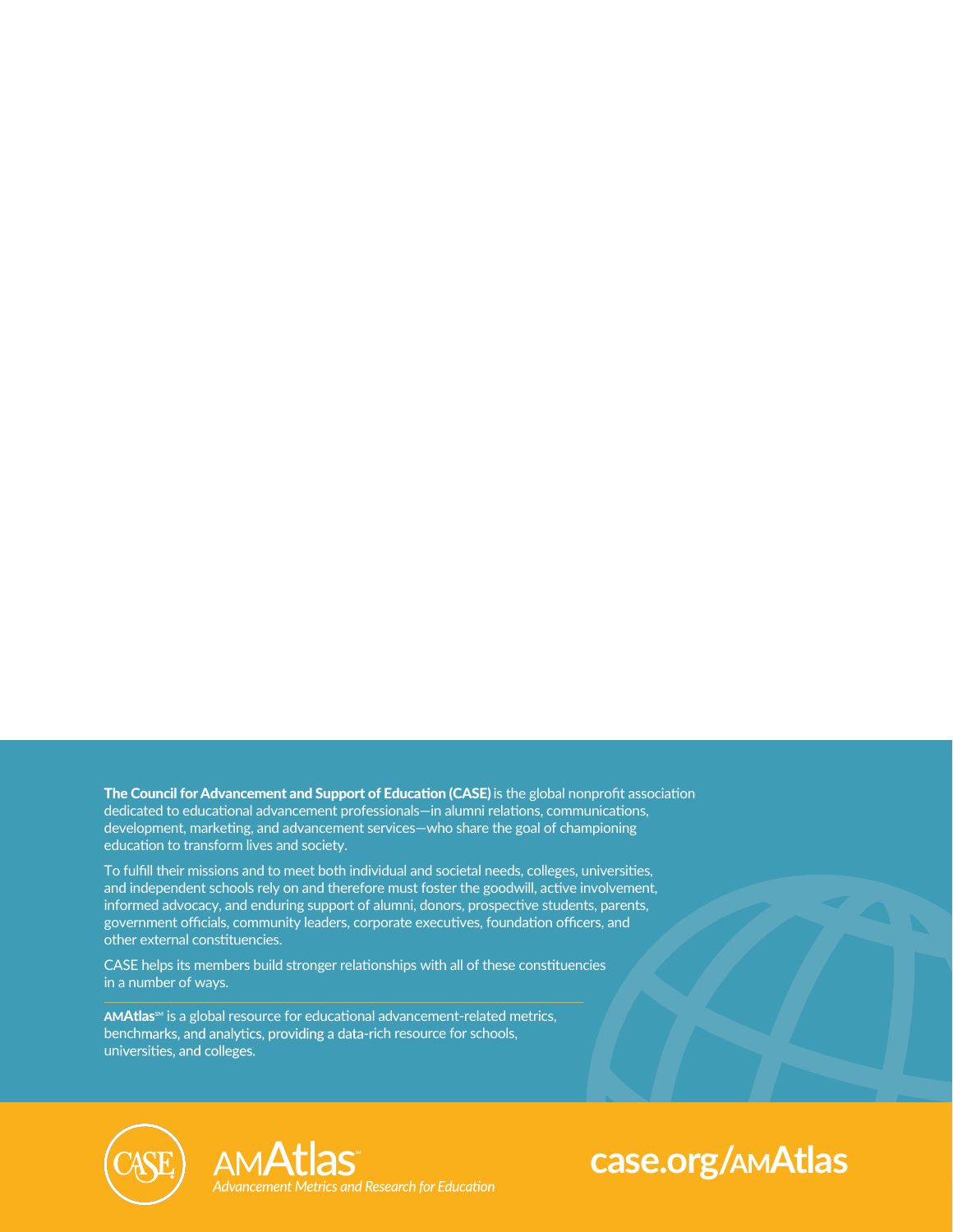**The Council for Advancement and Support of Education (CASE)** is the global nonprofit association dedicated to educational advancement professionals—in alumni relations, communications, development, marketing, and advancement services—who share the goal of championing education to transform lives and society.

To fulfill their missions and to meet both individual and societal needs, colleges, universities, and independent schools rely on and therefore must foster the goodwill, active involvement, informed advocacy, and enduring support of alumni, donors, prospective students, parents, government officials, community leaders, corporate executives, foundation officers, and other external constituencies.

CASE helps its members build stronger relationships with all of these constituencies in a number of ways.

---

**AMAtlas**℠ is a global resource for educational advancement-related metrics, benchmarks, and analytics, providing a data-rich resource for schools, universities, and colleges.

CASE

AMAtlas℠

*Advancement Metrics and Research for Education*

**case.org/AMAtlas**